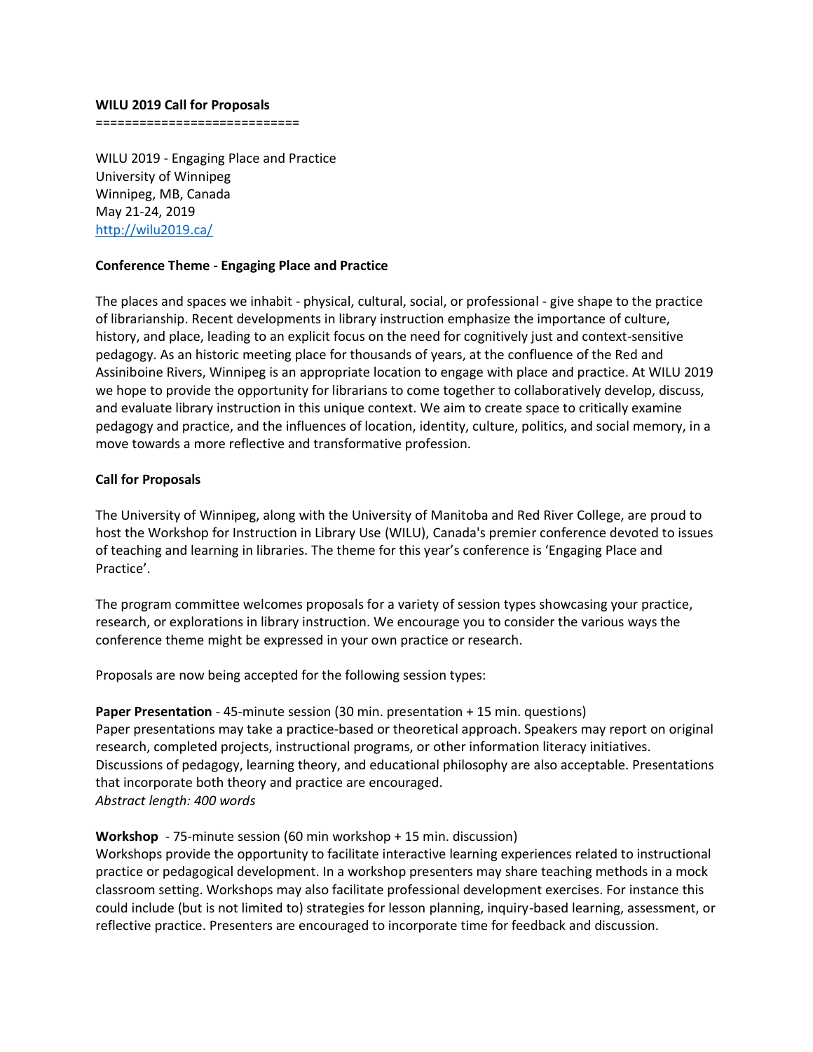**WILU 2019 Call for Proposals**

============================

WILU 2019 - Engaging Place and Practice
University of Winnipeg
Winnipeg, MB, Canada
May 21-24, 2019
http://wilu2019.ca/

**Conference Theme - Engaging Place and Practice**

The places and spaces we inhabit - physical, cultural, social, or professional - give shape to the practice of librarianship. Recent developments in library instruction emphasize the importance of culture, history, and place, leading to an explicit focus on the need for cognitively just and context-sensitive pedagogy. As an historic meeting place for thousands of years, at the confluence of the Red and Assiniboine Rivers, Winnipeg is an appropriate location to engage with place and practice. At WILU 2019 we hope to provide the opportunity for librarians to come together to collaboratively develop, discuss, and evaluate library instruction in this unique context. We aim to create space to critically examine pedagogy and practice, and the influences of location, identity, culture, politics, and social memory, in a move towards a more reflective and transformative profession.

**Call for Proposals**

The University of Winnipeg, along with the University of Manitoba and Red River College, are proud to host the Workshop for Instruction in Library Use (WILU), Canada's premier conference devoted to issues of teaching and learning in libraries. The theme for this year's conference is 'Engaging Place and Practice'.

The program committee welcomes proposals for a variety of session types showcasing your practice, research, or explorations in library instruction. We encourage you to consider the various ways the conference theme might be expressed in your own practice or research.

Proposals are now being accepted for the following session types:

**Paper Presentation** - 45-minute session (30 min. presentation + 15 min. questions)
Paper presentations may take a practice-based or theoretical approach. Speakers may report on original research, completed projects, instructional programs, or other information literacy initiatives. Discussions of pedagogy, learning theory, and educational philosophy are also acceptable. Presentations that incorporate both theory and practice are encouraged.
*Abstract length: 400 words*

**Workshop** - 75-minute session (60 min workshop + 15 min. discussion)
Workshops provide the opportunity to facilitate interactive learning experiences related to instructional practice or pedagogical development. In a workshop presenters may share teaching methods in a mock classroom setting. Workshops may also facilitate professional development exercises. For instance this could include (but is not limited to) strategies for lesson planning, inquiry-based learning, assessment, or reflective practice. Presenters are encouraged to incorporate time for feedback and discussion.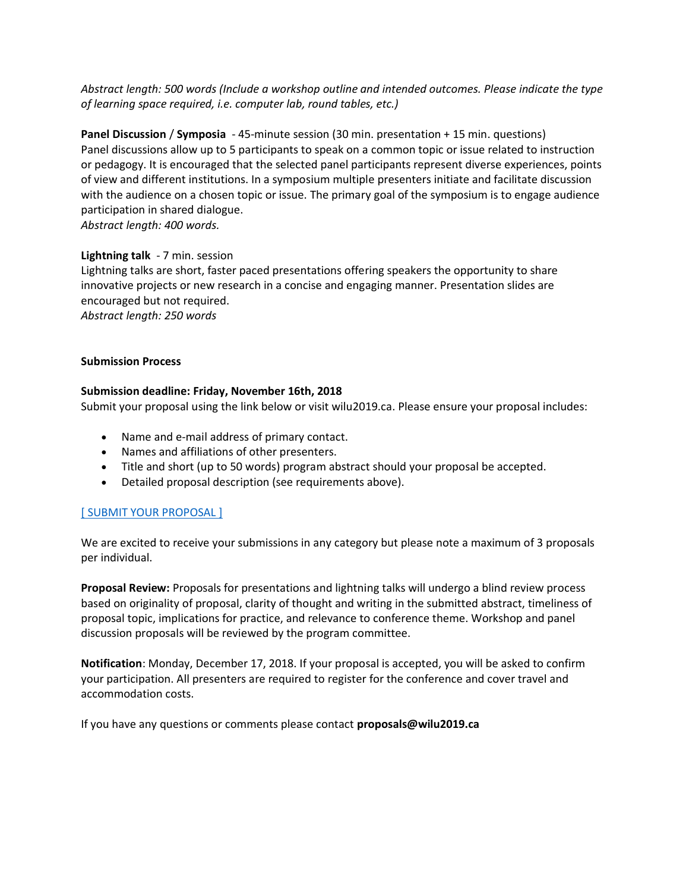*Abstract length: 500 words (Include a workshop outline and intended outcomes. Please indicate the type of learning space required, i.e. computer lab, round tables, etc.)*

**Panel Discussion** / **Symposia** - 45-minute session (30 min. presentation + 15 min. questions)
Panel discussions allow up to 5 participants to speak on a common topic or issue related to instruction or pedagogy. It is encouraged that the selected panel participants represent diverse experiences, points of view and different institutions. In a symposium multiple presenters initiate and facilitate discussion with the audience on a chosen topic or issue. The primary goal of the symposium is to engage audience participation in shared dialogue.
*Abstract length: 400 words.*

**Lightning talk** - 7 min. session
Lightning talks are short, faster paced presentations offering speakers the opportunity to share innovative projects or new research in a concise and engaging manner. Presentation slides are encouraged but not required.
*Abstract length: 250 words*

**Submission Process**

**Submission deadline: Friday, November 16th, 2018**
Submit your proposal using the link below or visit wilu2019.ca. Please ensure your proposal includes:

- Name and e-mail address of primary contact.
- Names and affiliations of other presenters.
- Title and short (up to 50 words) program abstract should your proposal be accepted.
- Detailed proposal description (see requirements above).

[ SUBMIT YOUR PROPOSAL ]

We are excited to receive your submissions in any category but please note a maximum of 3 proposals per individual.

**Proposal Review:** Proposals for presentations and lightning talks will undergo a blind review process based on originality of proposal, clarity of thought and writing in the submitted abstract, timeliness of proposal topic, implications for practice, and relevance to conference theme. Workshop and panel discussion proposals will be reviewed by the program committee.

**Notification**: Monday, December 17, 2018. If your proposal is accepted, you will be asked to confirm your participation. All presenters are required to register for the conference and cover travel and accommodation costs.

If you have any questions or comments please contact **proposals@wilu2019.ca**